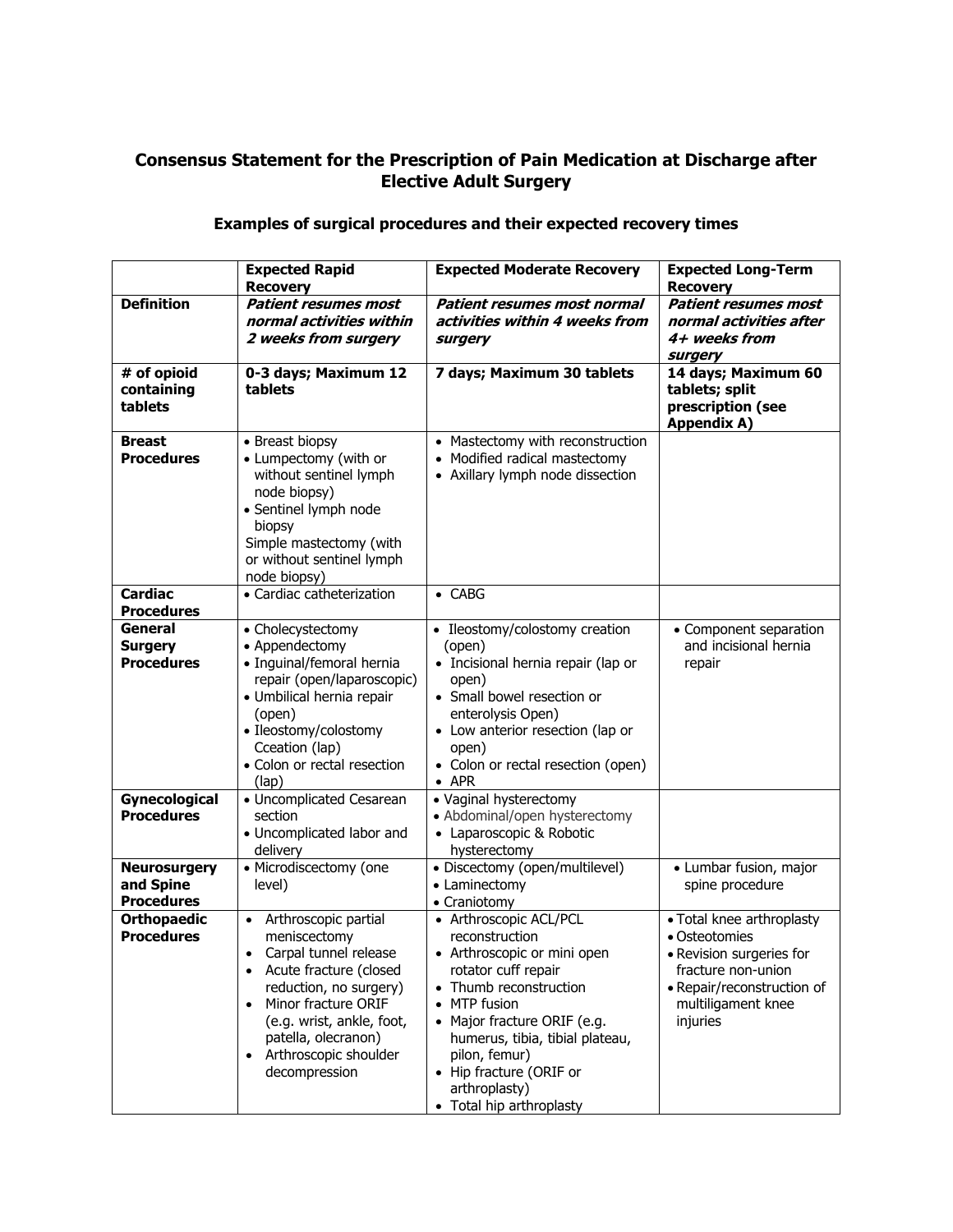# Consensus Statement for the Prescription of Pain Medication at Discharge after Elective Adult Surgery

## Examples of surgical procedures and their expected recovery times

| | **Expected Rapid Recovery** | **Expected Moderate Recovery** | **Expected Long-Term Recovery** |
|---|---|---|---|
| **Definition** | ***Patient resumes most normal activities within 2 weeks from surgery*** | ***Patient resumes most normal activities within 4 weeks from surgery*** | ***Patient resumes most normal activities after 4+ weeks from surgery*** |
| **# of opioid containing tablets** | **0-3 days; Maximum 12 tablets** | **7 days; Maximum 30 tablets** | **14 days; Maximum 60 tablets; split prescription (see Appendix A)** |
| **Breast Procedures** | • Breast biopsy<br>• Lumpectomy (with or without sentinel lymph node biopsy)<br>• Sentinel lymph node biopsy<br>Simple mastectomy (with or without sentinel lymph node biopsy) | • Mastectomy with reconstruction<br>• Modified radical mastectomy<br>• Axillary lymph node dissection | |
| **Cardiac Procedures** | • Cardiac catheterization | • CABG | |
| **General Surgery Procedures** | • Cholecystectomy<br>• Appendectomy<br>• Inguinal/femoral hernia repair (open/laparoscopic)<br>• Umbilical hernia repair (open)<br>• Ileostomy/colostomy Cceation (lap)<br>• Colon or rectal resection (lap) | • Ileostomy/colostomy creation (open)<br>• Incisional hernia repair (lap or open)<br>• Small bowel resection or enterolysis Open)<br>• Low anterior resection (lap or open)<br>• Colon or rectal resection (open)<br>• APR | • Component separation and incisional hernia repair |
| **Gynecological Procedures** | • Uncomplicated Cesarean section<br>• Uncomplicated labor and delivery | • Vaginal hysterectomy<br>• Abdominal/open hysterectomy<br>• Laparoscopic & Robotic hysterectomy | |
| **Neurosurgery and Spine Procedures** | • Microdiscectomy (one level) | • Discectomy (open/multilevel)<br>• Laminectomy<br>• Craniotomy | • Lumbar fusion, major spine procedure |
| **Orthopaedic Procedures** | • Arthroscopic partial meniscectomy<br>• Carpal tunnel release<br>• Acute fracture (closed reduction, no surgery)<br>• Minor fracture ORIF (e.g. wrist, ankle, foot, patella, olecranon)<br>• Arthroscopic shoulder decompression | • Arthroscopic ACL/PCL reconstruction<br>• Arthroscopic or mini open rotator cuff repair<br>• Thumb reconstruction<br>• MTP fusion<br>• Major fracture ORIF (e.g. humerus, tibia, tibial plateau, pilon, femur)<br>• Hip fracture (ORIF or arthroplasty)<br>• Total hip arthroplasty | • Total knee arthroplasty<br>• Osteotomies<br>• Revision surgeries for fracture non-union<br>• Repair/reconstruction of multiligament knee injuries |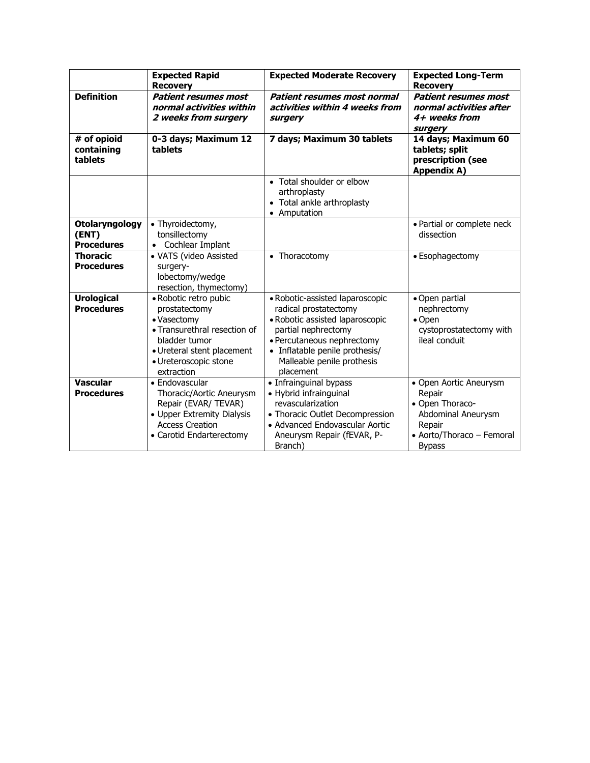| | Expected Rapid Recovery | Expected Moderate Recovery | Expected Long-Term Recovery |
|---|---|---|---|
| **Definition** | ***Patient resumes most normal activities within 2 weeks from surgery*** | ***Patient resumes most normal activities within 4 weeks from surgery*** | ***Patient resumes most normal activities after 4+ weeks from surgery*** |
| **# of opioid containing tablets** | **0-3 days; Maximum 12 tablets** | **7 days; Maximum 30 tablets** | **14 days; Maximum 60 tablets; split prescription (see Appendix A)** |
| | | • Total shoulder or elbow arthroplasty<br>• Total ankle arthroplasty<br>• Amputation | |
| **Otolaryngology (ENT) Procedures** | • Thyroidectomy, tonsillectomy<br>• Cochlear Implant | | • Partial or complete neck dissection |
| **Thoracic Procedures** | • VATS (video Assisted surgery- lobectomy/wedge resection, thymectomy) | • Thoracotomy | • Esophagectomy |
| **Urological Procedures** | • Robotic retro pubic prostatectomy<br>• Vasectomy<br>• Transurethral resection of bladder tumor<br>• Ureteral stent placement<br>• Ureteroscopic stone extraction | • Robotic-assisted laparoscopic radical prostatectomy<br>• Robotic assisted laparoscopic partial nephrectomy<br>• Percutaneous nephrectomy<br>• Inflatable penile prothesis/ Malleable penile prothesis placement | • Open partial nephrectomy<br>• Open cystoprostatectomy with ileal conduit |
| **Vascular Procedures** | • Endovascular Thoracic/Aortic Aneurysm Repair (EVAR/ TEVAR)<br>• Upper Extremity Dialysis Access Creation<br>• Carotid Endarterectomy | • Infrainguinal bypass<br>• Hybrid infrainguinal revascularization<br>• Thoracic Outlet Decompression<br>• Advanced Endovascular Aortic Aneurysm Repair (fEVAR, P-Branch) | • Open Aortic Aneurysm Repair<br>• Open Thoraco-Abdominal Aneurysm Repair<br>• Aorto/Thoraco – Femoral Bypass |